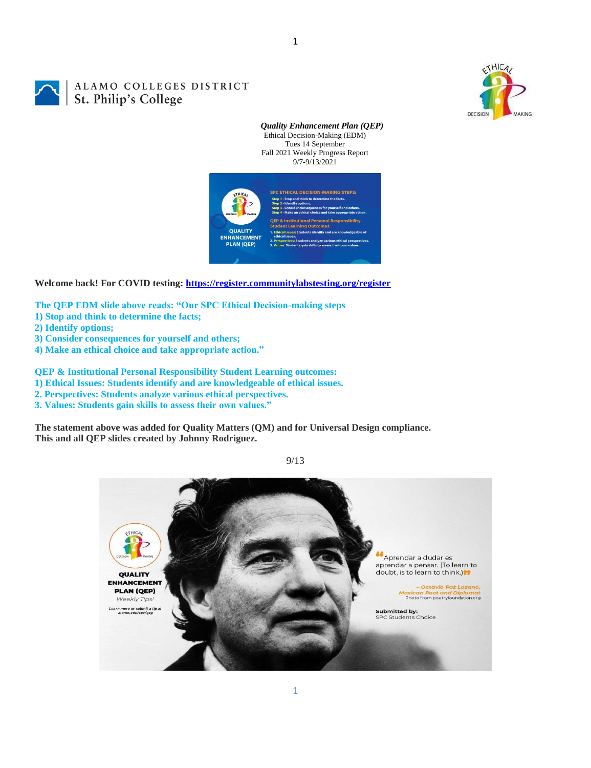ALAMO COLLEGES DISTRICT
St. Philip's College

***Quality Enhancement Plan (QEP)***
Ethical Decision-Making (EDM)
Tues 14 September
Fall 2021 Weekly Progress Report
9/7-9/13/2021

**Welcome back! For COVID testing: [https://register.communitylabstesting.org/register](https://register.communitylabstesting.org/register)**

**The QEP EDM slide above reads: "Our SPC Ethical Decision-making steps**
**1) Stop and think to determine the facts;**
**2) Identify options;**
**3) Consider consequences for yourself and others;**
**4) Make an ethical choice and take appropriate action."**

**QEP & Institutional Personal Responsibility Student Learning outcomes:**
**1) Ethical Issues: Students identify and are knowledgeable of ethical issues.**
**2. Perspectives: Students analyze various ethical perspectives.**
**3. Values: Students gain skills to assess their own values."**

**The statement above was added for Quality Matters (QM) and for Universal Design compliance.**
**This and all QEP slides created by Johnny Rodriguez.**

9/13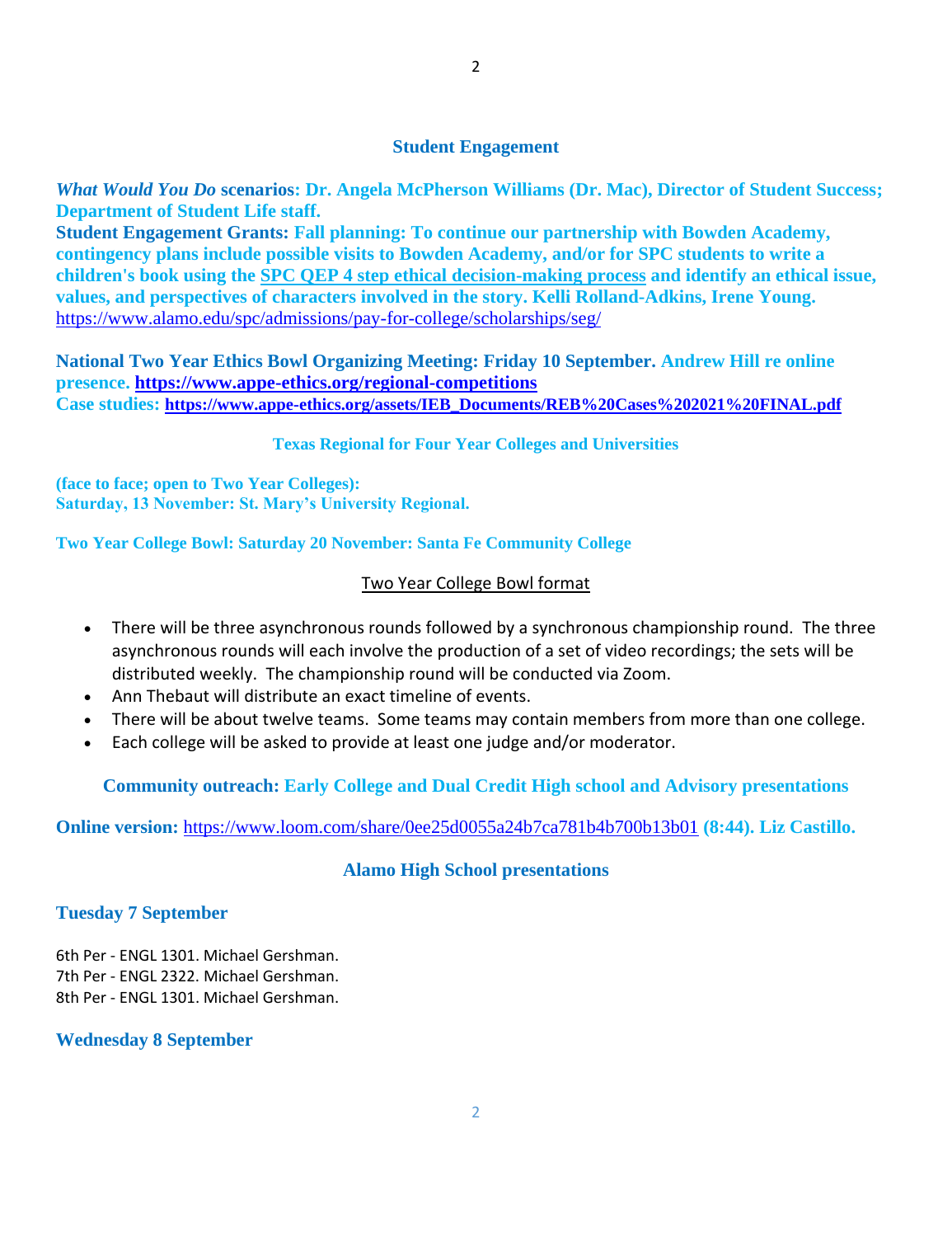## Student Engagement

***What Would You Do* scenarios: Dr. Angela McPherson Williams (Dr. Mac), Director of Student Success; Department of Student Life staff.**

**Student Engagement Grants: Fall planning: To continue our partnership with Bowden Academy, contingency plans include possible visits to Bowden Academy, and/or for SPC students to write a children's book using the SPC QEP 4 step ethical decision-making process and identify an ethical issue, values, and perspectives of characters involved in the story. Kelli Rolland-Adkins, Irene Young.**
https://www.alamo.edu/spc/admissions/pay-for-college/scholarships/seg/

**National Two Year Ethics Bowl Organizing Meeting: Friday 10 September. Andrew Hill re online presence. https://www.appe-ethics.org/regional-competitions**
**Case studies: https://www.appe-ethics.org/assets/IEB_Documents/REB%20Cases%202021%20FINAL.pdf**

### Texas Regional for Four Year Colleges and Universities

**(face to face; open to Two Year Colleges):**
**Saturday, 13 November: St. Mary's University Regional.**

**Two Year College Bowl: Saturday 20 November: Santa Fe Community College**

Two Year College Bowl format

- There will be three asynchronous rounds followed by a synchronous championship round. The three asynchronous rounds will each involve the production of a set of video recordings; the sets will be distributed weekly. The championship round will be conducted via Zoom.
- Ann Thebaut will distribute an exact timeline of events.
- There will be about twelve teams. Some teams may contain members from more than one college.
- Each college will be asked to provide at least one judge and/or moderator.

**Community outreach: Early College and Dual Credit High school and Advisory presentations**

**Online version:** https://www.loom.com/share/0ee25d0055a24b7ca781b4b700b13b01 **(8:44). Liz Castillo.**

### Alamo High School presentations

### Tuesday 7 September

6th Per - ENGL 1301. Michael Gershman.
7th Per - ENGL 2322. Michael Gershman.
8th Per - ENGL 1301. Michael Gershman.

### Wednesday 8 September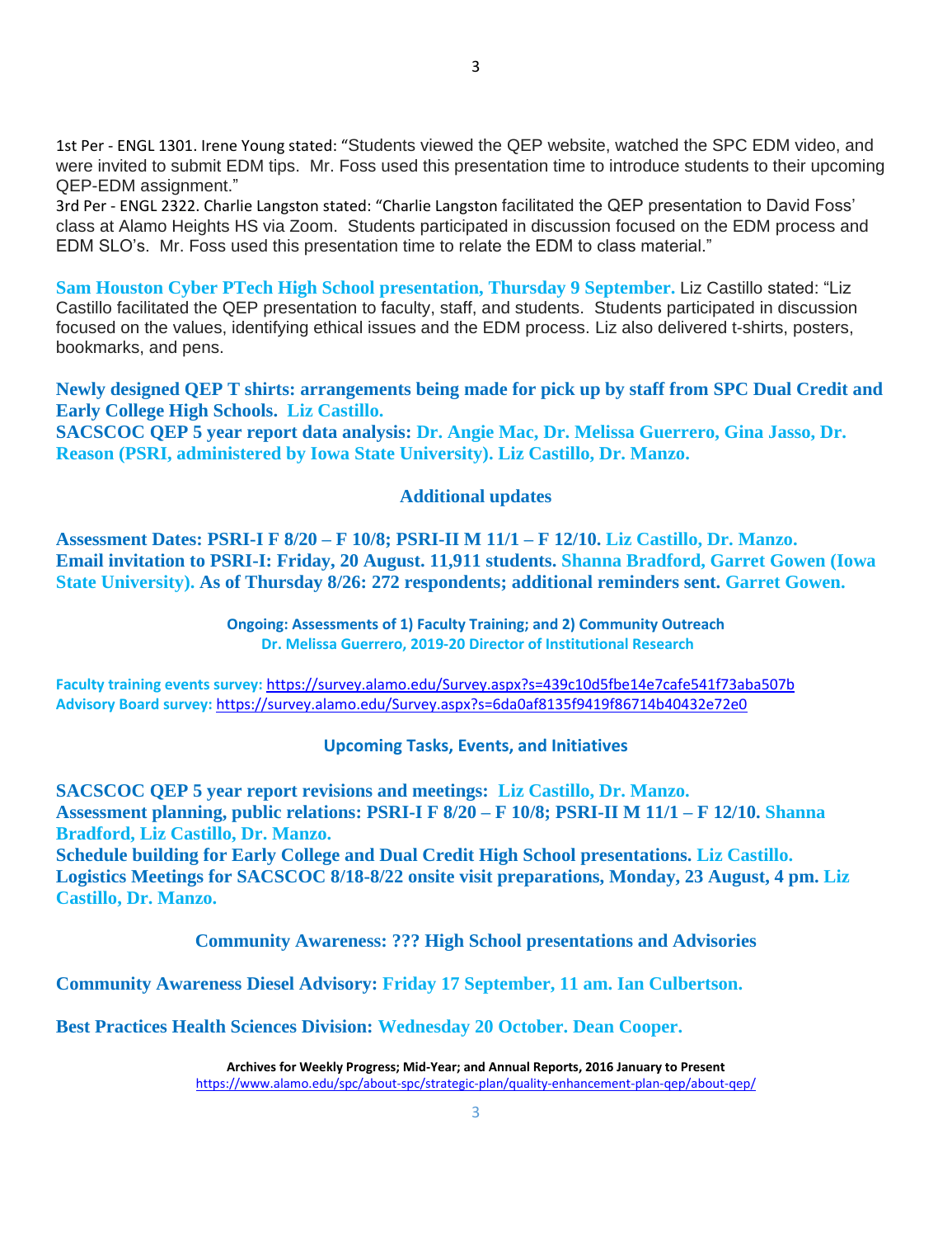1st Per - ENGL 1301. Irene Young stated: "Students viewed the QEP website, watched the SPC EDM video, and were invited to submit EDM tips. Mr. Foss used this presentation time to introduce students to their upcoming QEP-EDM assignment."
3rd Per - ENGL 2322. Charlie Langston stated: "Charlie Langston facilitated the QEP presentation to David Foss' class at Alamo Heights HS via Zoom. Students participated in discussion focused on the EDM process and EDM SLO's. Mr. Foss used this presentation time to relate the EDM to class material."

**Sam Houston Cyber PTech High School presentation, Thursday 9 September.** Liz Castillo stated: "Liz Castillo facilitated the QEP presentation to faculty, staff, and students. Students participated in discussion focused on the values, identifying ethical issues and the EDM process. Liz also delivered t-shirts, posters, bookmarks, and pens.

**Newly designed QEP T shirts: arrangements being made for pick up by staff from SPC Dual Credit and Early College High Schools. Liz Castillo.**
**SACSCOC QEP 5 year report data analysis: Dr. Angie Mac, Dr. Melissa Guerrero, Gina Jasso, Dr. Reason (PSRI, administered by Iowa State University). Liz Castillo, Dr. Manzo.**

## Additional updates

**Assessment Dates: PSRI-I F 8/20 – F 10/8; PSRI-II M 11/1 – F 12/10. Liz Castillo, Dr. Manzo.**
**Email invitation to PSRI-I: Friday, 20 August. 11,911 students. Shanna Bradford, Garret Gowen (Iowa State University). As of Thursday 8/26: 272 respondents; additional reminders sent. Garret Gowen.**

**Ongoing: Assessments of 1) Faculty Training; and 2) Community Outreach**
**Dr. Melissa Guerrero, 2019-20 Director of Institutional Research**

**Faculty training events survey:** https://survey.alamo.edu/Survey.aspx?s=439c10d5fbe14e7cafe541f73aba507b
**Advisory Board survey:** https://survey.alamo.edu/Survey.aspx?s=6da0af8135f9419f86714b40432e72e0

## Upcoming Tasks, Events, and Initiatives

**SACSCOC QEP 5 year report revisions and meetings: Liz Castillo, Dr. Manzo.**
**Assessment planning, public relations: PSRI-I F 8/20 – F 10/8; PSRI-II M 11/1 – F 12/10. Shanna Bradford, Liz Castillo, Dr. Manzo.**
**Schedule building for Early College and Dual Credit High School presentations. Liz Castillo.**
**Logistics Meetings for SACSCOC 8/18-8/22 onsite visit preparations, Monday, 23 August, 4 pm. Liz Castillo, Dr. Manzo.**

## Community Awareness: ??? High School presentations and Advisories

**Community Awareness Diesel Advisory: Friday 17 September, 11 am. Ian Culbertson.**

**Best Practices Health Sciences Division: Wednesday 20 October. Dean Cooper.**

**Archives for Weekly Progress; Mid-Year; and Annual Reports, 2016 January to Present**
https://www.alamo.edu/spc/about-spc/strategic-plan/quality-enhancement-plan-qep/about-qep/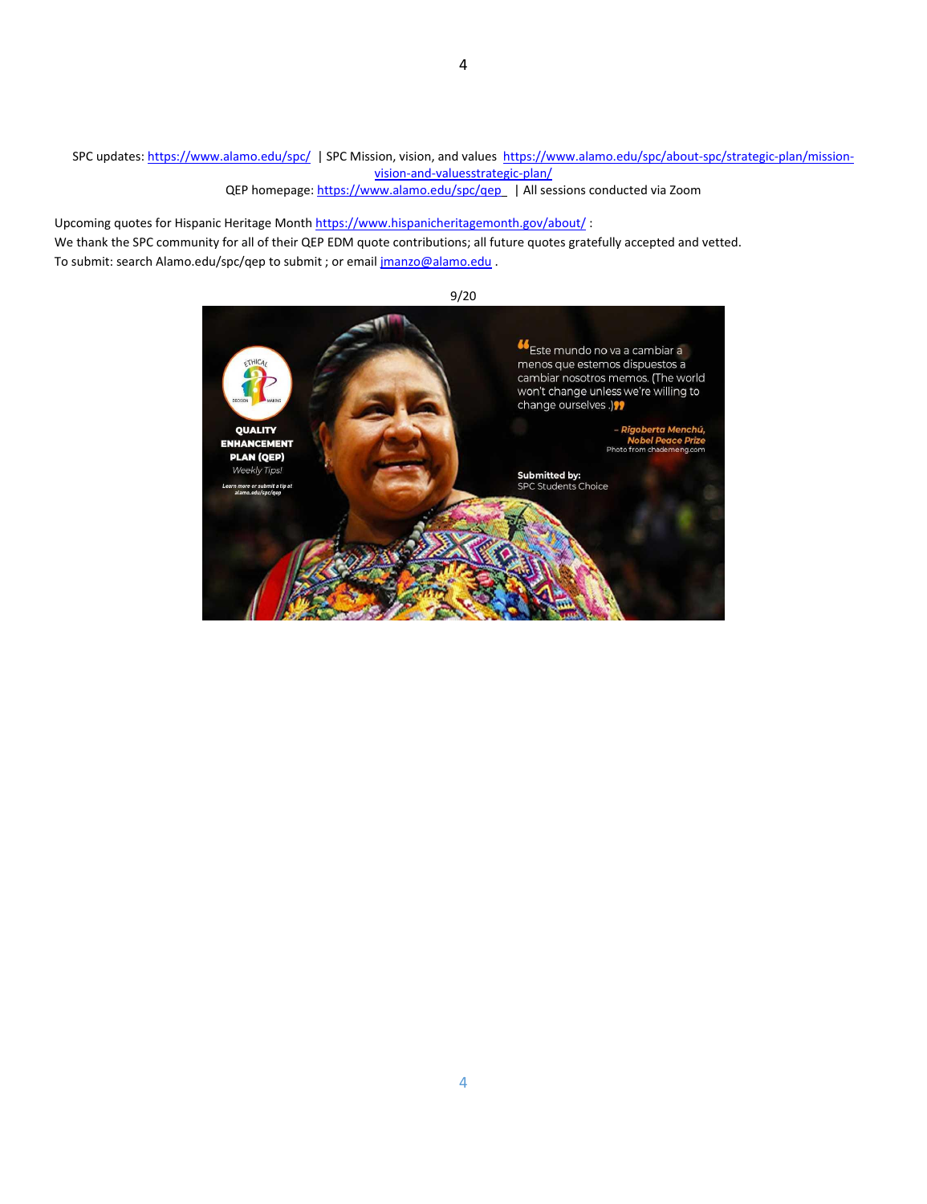SPC updates: https://www.alamo.edu/spc/ | SPC Mission, vision, and values https://www.alamo.edu/spc/about-spc/strategic-plan/mission-vision-and-valuesstrategic-plan/

QEP homepage: https://www.alamo.edu/spc/qep | All sessions conducted via Zoom

Upcoming quotes for Hispanic Heritage Month https://www.hispanicheritagemonth.gov/about/ :

We thank the SPC community for all of their QEP EDM quote contributions; all future quotes gratefully accepted and vetted.

To submit: search Alamo.edu/spc/qep to submit ; or email jmanzo@alamo.edu .

9/20

ETHICAL DECISION MAKING

QUALITY ENHANCEMENT PLAN (QEP)

*Weekly Tips!*

*Learn more or submit a tip at alamo.edu/spc/qep*

"Este mundo no va a cambiar a menos que estemos dispuestos a cambiar nosotros memos. (The world won't change unless we're willing to change ourselves .)"

*– Rigoberta Menchú, Nobel Peace Prize*

Photo from chademeng.com

**Submitted by:**
SPC Students Choice